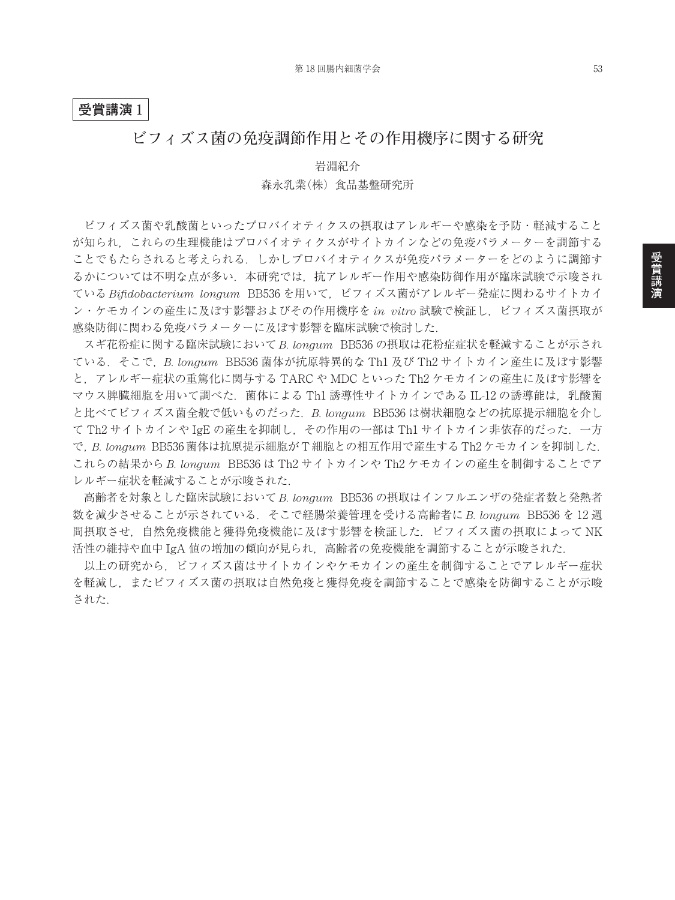**受賞講演 1**

# ビフィズス菌の免疫調節作用とその作用機序に関する研究

岩淵紀介

森永乳業(株) 食品基盤研究所

ビフィズス菌や乳酸菌といったプロバイオティクスの摂取はアレルギーや感染を予防・軽減することが知られ，これらの生理機能はプロバイオティクスがサイトカインなどの免疫パラメーターを調節することでもたらされると考えられる．しかしプロバイオティクスが免疫パラメーターをどのように調節するかについては不明な点が多い．本研究では，抗アレルギー作用や感染防御作用が臨床試験で示唆されている *Bifidobacterium longum* BB536 を用いて，ビフィズス菌がアレルギー発症に関わるサイトカイン・ケモカインの産生に及ぼす影響およびその作用機序を *in vitro* 試験で検証し，ビフィズス菌摂取が感染防御に関わる免疫パラメーターに及ぼす影響を臨床試験で検討した．

スギ花粉症に関する臨床試験において *B. longum* BB536 の摂取は花粉症症状を軽減することが示されている．そこで，*B. longum* BB536 菌体が抗原特異的な Th1 及び Th2 サイトカイン産生に及ぼす影響と，アレルギー症状の重篤化に関与する TARC や MDC といった Th2 ケモカインの産生に及ぼす影響をマウス脾臓細胞を用いて調べた．菌体による Th1 誘導性サイトカインである IL-12 の誘導能は，乳酸菌と比べてビフィズス菌全般で低いものだった．*B. longum* BB536 は樹状細胞などの抗原提示細胞を介して Th2 サイトカインや IgE の産生を抑制し，その作用の一部は Th1 サイトカイン非依存的だった．一方で，*B. longum* BB536 菌体は抗原提示細胞が T 細胞との相互作用で産生する Th2 ケモカインを抑制した．これらの結果から *B. longum* BB536 は Th2 サイトカインや Th2 ケモカインの産生を制御することでアレルギー症状を軽減することが示唆された．

高齢者を対象とした臨床試験において *B. longum* BB536 の摂取はインフルエンザの発症者数と発熱者数を減少させることが示されている．そこで経腸栄養管理を受ける高齢者に *B. longum* BB536 を 12 週間摂取させ，自然免疫機能と獲得免疫機能に及ぼす影響を検証した．ビフィズス菌の摂取によって NK 活性の維持や血中 IgA 値の増加の傾向が見られ，高齢者の免疫機能を調節することが示唆された．

以上の研究から，ビフィズス菌はサイトカインやケモカインの産生を制御することでアレルギー症状を軽減し，またビフィズス菌の摂取は自然免疫と獲得免疫を調節することで感染を防御することが示唆された．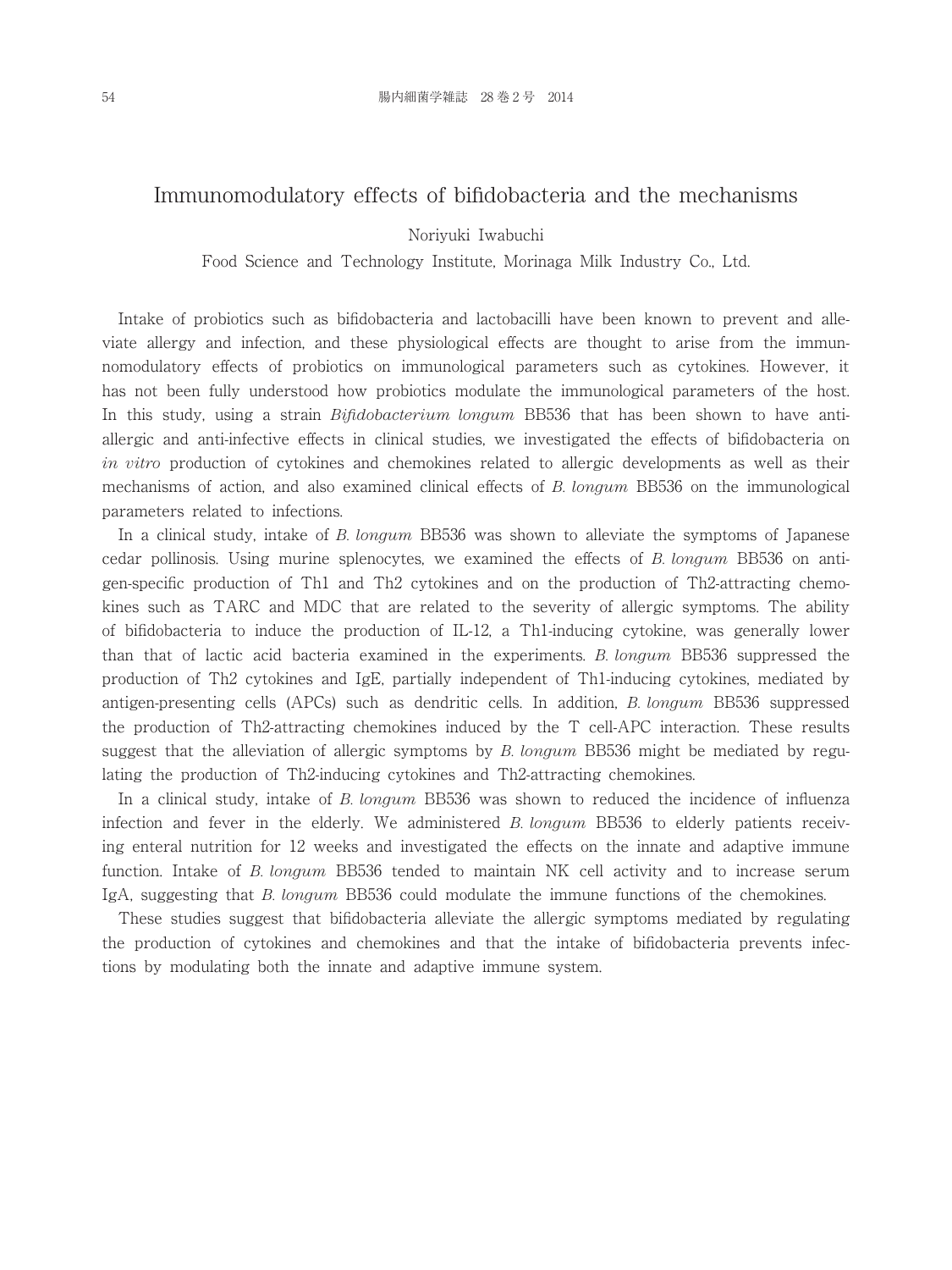# Immunomodulatory effects of bifidobacteria and the mechanisms

Noriyuki Iwabuchi

Food Science and Technology Institute, Morinaga Milk Industry Co., Ltd.

Intake of probiotics such as bifidobacteria and lactobacilli have been known to prevent and alleviate allergy and infection, and these physiological effects are thought to arise from the immunnomodulatory effects of probiotics on immunological parameters such as cytokines. However, it has not been fully understood how probiotics modulate the immunological parameters of the host. In this study, using a strain *Bifidobacterium longum* BB536 that has been shown to have anti-allergic and anti-infective effects in clinical studies, we investigated the effects of bifidobacteria on *in vitro* production of cytokines and chemokines related to allergic developments as well as their mechanisms of action, and also examined clinical effects of *B. longum* BB536 on the immunological parameters related to infections.

In a clinical study, intake of *B. longum* BB536 was shown to alleviate the symptoms of Japanese cedar pollinosis. Using murine splenocytes, we examined the effects of *B. longum* BB536 on antigen-specific production of Th1 and Th2 cytokines and on the production of Th2-attracting chemokines such as TARC and MDC that are related to the severity of allergic symptoms. The ability of bifidobacteria to induce the production of IL-12, a Th1-inducing cytokine, was generally lower than that of lactic acid bacteria examined in the experiments. *B. longum* BB536 suppressed the production of Th2 cytokines and IgE, partially independent of Th1-inducing cytokines, mediated by antigen-presenting cells (APCs) such as dendritic cells. In addition, *B. longum* BB536 suppressed the production of Th2-attracting chemokines induced by the T cell-APC interaction. These results suggest that the alleviation of allergic symptoms by *B. longum* BB536 might be mediated by regulating the production of Th2-inducing cytokines and Th2-attracting chemokines.

In a clinical study, intake of *B. longum* BB536 was shown to reduced the incidence of influenza infection and fever in the elderly. We administered *B. longum* BB536 to elderly patients receiving enteral nutrition for 12 weeks and investigated the effects on the innate and adaptive immune function. Intake of *B. longum* BB536 tended to maintain NK cell activity and to increase serum IgA, suggesting that *B. longum* BB536 could modulate the immune functions of the chemokines.

These studies suggest that bifidobacteria alleviate the allergic symptoms mediated by regulating the production of cytokines and chemokines and that the intake of bifidobacteria prevents infections by modulating both the innate and adaptive immune system.